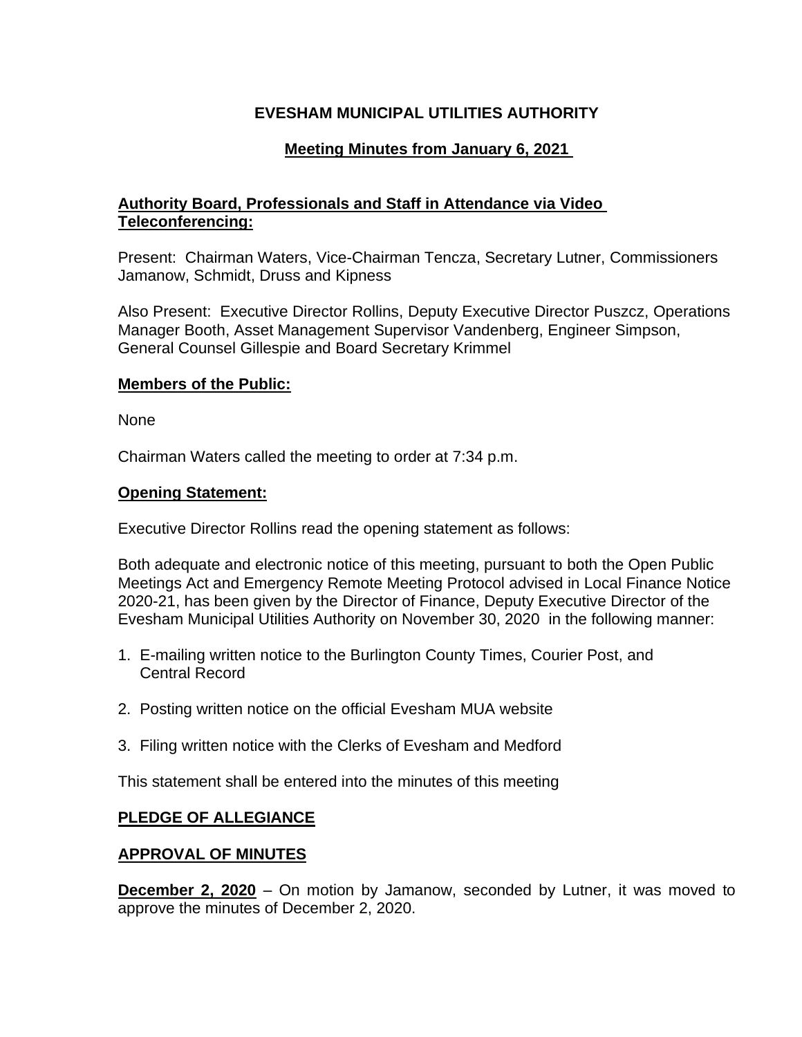# EVESHAM MUNICIPAL UTILITIES AUTHORITY

## Meeting Minutes from January 6, 2021

### Authority Board, Professionals and Staff in Attendance via Video Teleconferencing:

Present: Chairman Waters, Vice-Chairman Tencza, Secretary Lutner, Commissioners Jamanow, Schmidt, Druss and Kipness

Also Present: Executive Director Rollins, Deputy Executive Director Puszcz, Operations Manager Booth, Asset Management Supervisor Vandenberg, Engineer Simpson, General Counsel Gillespie and Board Secretary Krimmel

### Members of the Public:

None

Chairman Waters called the meeting to order at 7:34 p.m.

### Opening Statement:

Executive Director Rollins read the opening statement as follows:

Both adequate and electronic notice of this meeting, pursuant to both the Open Public Meetings Act and Emergency Remote Meeting Protocol advised in Local Finance Notice 2020-21, has been given by the Director of Finance, Deputy Executive Director of the Evesham Municipal Utilities Authority on November 30, 2020 in the following manner:

1. E-mailing written notice to the Burlington County Times, Courier Post, and Central Record
2. Posting written notice on the official Evesham MUA website
3. Filing written notice with the Clerks of Evesham and Medford

This statement shall be entered into the minutes of this meeting

### PLEDGE OF ALLEGIANCE

### APPROVAL OF MINUTES

**December 2, 2020** – On motion by Jamanow, seconded by Lutner, it was moved to approve the minutes of December 2, 2020.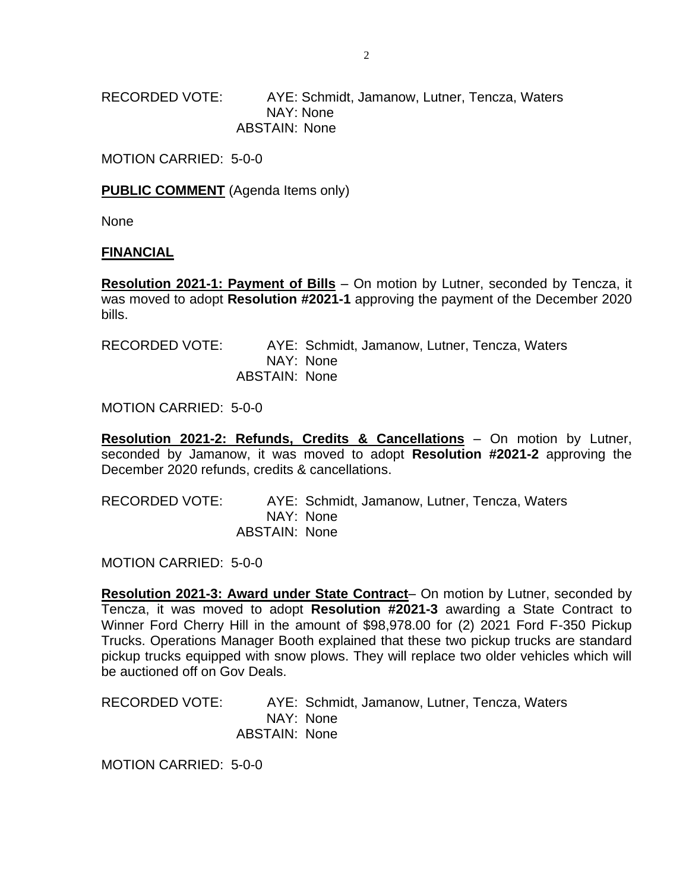RECORDED VOTE: AYE: Schmidt, Jamanow, Lutner, Tencza, Waters
NAY: None
ABSTAIN: None

MOTION CARRIED: 5-0-0

**PUBLIC COMMENT** (Agenda Items only)

None

**FINANCIAL**

**Resolution 2021-1: Payment of Bills** – On motion by Lutner, seconded by Tencza, it was moved to adopt **Resolution #2021-1** approving the payment of the December 2020 bills.

RECORDED VOTE: AYE: Schmidt, Jamanow, Lutner, Tencza, Waters
NAY: None
ABSTAIN: None

MOTION CARRIED: 5-0-0

**Resolution 2021-2: Refunds, Credits & Cancellations** – On motion by Lutner, seconded by Jamanow, it was moved to adopt **Resolution #2021-2** approving the December 2020 refunds, credits & cancellations.

RECORDED VOTE: AYE: Schmidt, Jamanow, Lutner, Tencza, Waters
NAY: None
ABSTAIN: None

MOTION CARRIED: 5-0-0

**Resolution 2021-3: Award under State Contract**– On motion by Lutner, seconded by Tencza, it was moved to adopt **Resolution #2021-3** awarding a State Contract to Winner Ford Cherry Hill in the amount of $98,978.00 for (2) 2021 Ford F-350 Pickup Trucks. Operations Manager Booth explained that these two pickup trucks are standard pickup trucks equipped with snow plows. They will replace two older vehicles which will be auctioned off on Gov Deals.

RECORDED VOTE: AYE: Schmidt, Jamanow, Lutner, Tencza, Waters
NAY: None
ABSTAIN: None

MOTION CARRIED: 5-0-0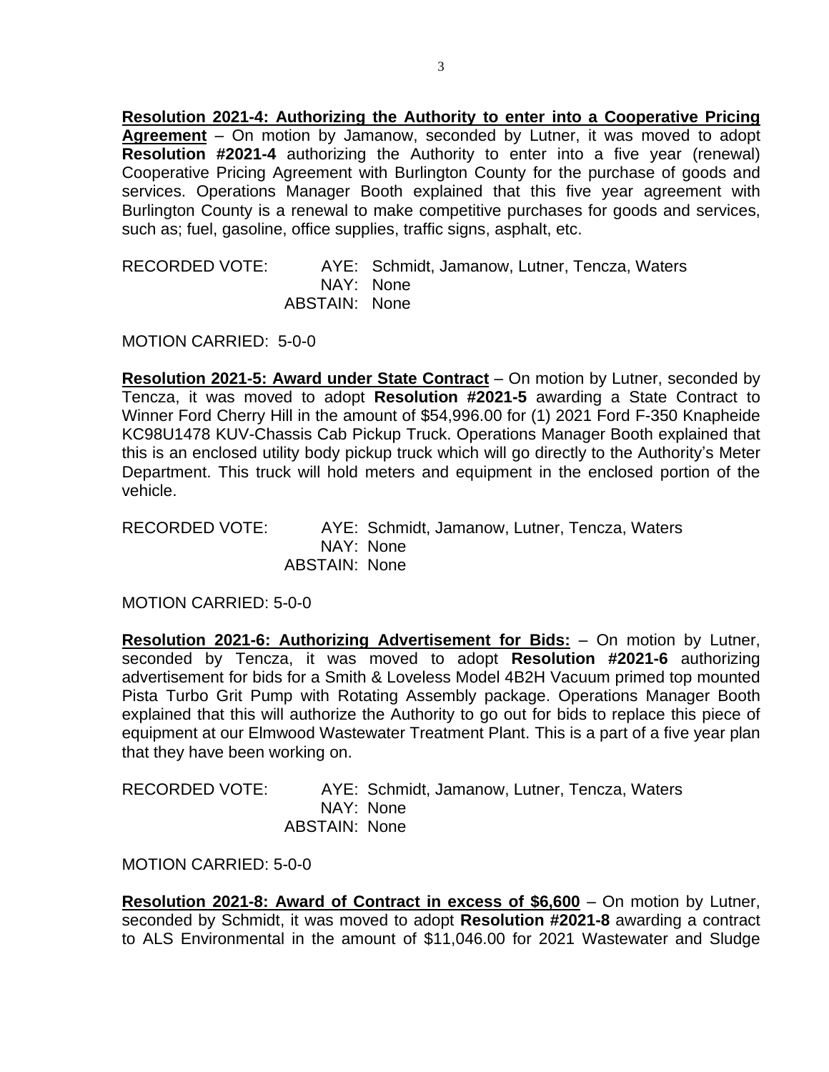**<u>Resolution 2021-4: Authorizing the Authority to enter into a Cooperative Pricing Agreement</u>** – On motion by Jamanow, seconded by Lutner, it was moved to adopt **Resolution #2021-4** authorizing the Authority to enter into a five year (renewal) Cooperative Pricing Agreement with Burlington County for the purchase of goods and services. Operations Manager Booth explained that this five year agreement with Burlington County is a renewal to make competitive purchases for goods and services, such as; fuel, gasoline, office supplies, traffic signs, asphalt, etc.

RECORDED VOTE: AYE: Schmidt, Jamanow, Lutner, Tencza, Waters
NAY: None
ABSTAIN: None

MOTION CARRIED: 5-0-0

**<u>Resolution 2021-5: Award under State Contract</u>** – On motion by Lutner, seconded by Tencza, it was moved to adopt **Resolution #2021-5** awarding a State Contract to Winner Ford Cherry Hill in the amount of $54,996.00 for (1) 2021 Ford F-350 Knapheide KC98U1478 KUV-Chassis Cab Pickup Truck. Operations Manager Booth explained that this is an enclosed utility body pickup truck which will go directly to the Authority's Meter Department. This truck will hold meters and equipment in the enclosed portion of the vehicle.

RECORDED VOTE: AYE: Schmidt, Jamanow, Lutner, Tencza, Waters
NAY: None
ABSTAIN: None

MOTION CARRIED: 5-0-0

**<u>Resolution 2021-6: Authorizing Advertisement for Bids:</u>** – On motion by Lutner, seconded by Tencza, it was moved to adopt **Resolution #2021-6** authorizing advertisement for bids for a Smith & Loveless Model 4B2H Vacuum primed top mounted Pista Turbo Grit Pump with Rotating Assembly package. Operations Manager Booth explained that this will authorize the Authority to go out for bids to replace this piece of equipment at our Elmwood Wastewater Treatment Plant. This is a part of a five year plan that they have been working on.

RECORDED VOTE: AYE: Schmidt, Jamanow, Lutner, Tencza, Waters
NAY: None
ABSTAIN: None

MOTION CARRIED: 5-0-0

**<u>Resolution 2021-8: Award of Contract in excess of $6,600</u>** – On motion by Lutner, seconded by Schmidt, it was moved to adopt **Resolution #2021-8** awarding a contract to ALS Environmental in the amount of $11,046.00 for 2021 Wastewater and Sludge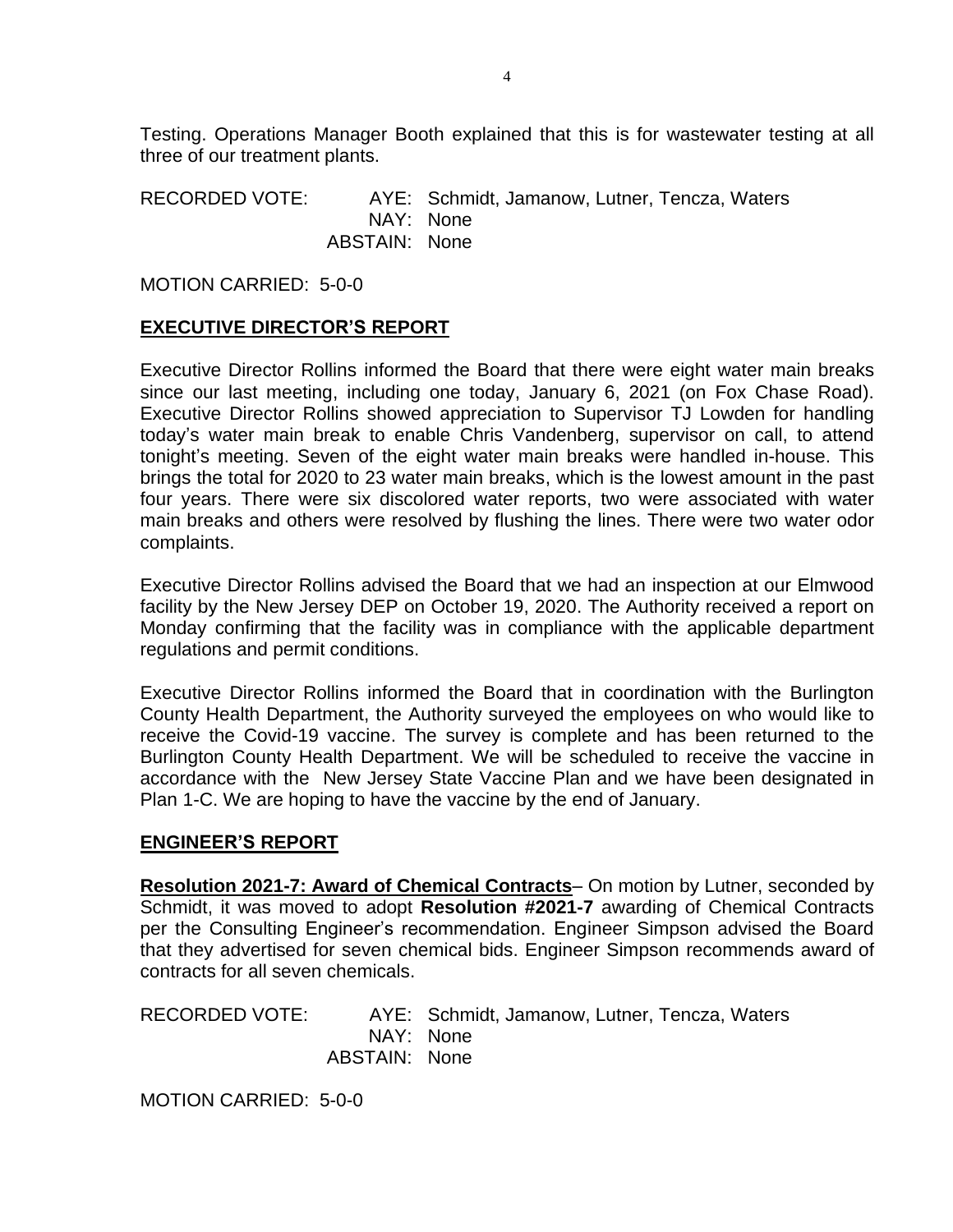Testing. Operations Manager Booth explained that this is for wastewater testing at all three of our treatment plants.

RECORDED VOTE: AYE: Schmidt, Jamanow, Lutner, Tencza, Waters
NAY: None
ABSTAIN: None

MOTION CARRIED: 5-0-0

## EXECUTIVE DIRECTOR'S REPORT

Executive Director Rollins informed the Board that there were eight water main breaks since our last meeting, including one today, January 6, 2021 (on Fox Chase Road). Executive Director Rollins showed appreciation to Supervisor TJ Lowden for handling today's water main break to enable Chris Vandenberg, supervisor on call, to attend tonight's meeting. Seven of the eight water main breaks were handled in-house. This brings the total for 2020 to 23 water main breaks, which is the lowest amount in the past four years. There were six discolored water reports, two were associated with water main breaks and others were resolved by flushing the lines. There were two water odor complaints.

Executive Director Rollins advised the Board that we had an inspection at our Elmwood facility by the New Jersey DEP on October 19, 2020. The Authority received a report on Monday confirming that the facility was in compliance with the applicable department regulations and permit conditions.

Executive Director Rollins informed the Board that in coordination with the Burlington County Health Department, the Authority surveyed the employees on who would like to receive the Covid-19 vaccine. The survey is complete and has been returned to the Burlington County Health Department. We will be scheduled to receive the vaccine in accordance with the New Jersey State Vaccine Plan and we have been designated in Plan 1-C. We are hoping to have the vaccine by the end of January.

## ENGINEER'S REPORT

**Resolution 2021-7: Award of Chemical Contracts**– On motion by Lutner, seconded by Schmidt, it was moved to adopt **Resolution #2021-7** awarding of Chemical Contracts per the Consulting Engineer's recommendation. Engineer Simpson advised the Board that they advertised for seven chemical bids. Engineer Simpson recommends award of contracts for all seven chemicals.

RECORDED VOTE: AYE: Schmidt, Jamanow, Lutner, Tencza, Waters
NAY: None
ABSTAIN: None

MOTION CARRIED: 5-0-0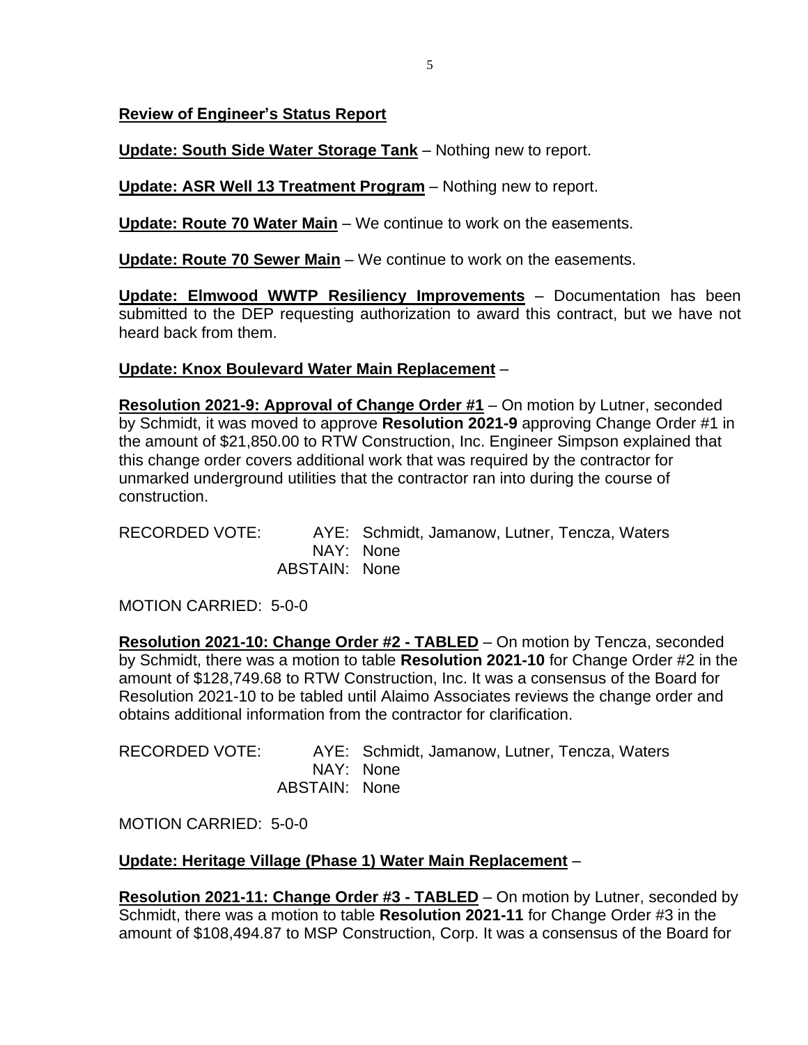**Review of Engineer's Status Report**

**Update: South Side Water Storage Tank** – Nothing new to report.

**Update: ASR Well 13 Treatment Program** – Nothing new to report.

**Update: Route 70 Water Main** – We continue to work on the easements.

**Update: Route 70 Sewer Main** – We continue to work on the easements.

**Update: Elmwood WWTP Resiliency Improvements** – Documentation has been submitted to the DEP requesting authorization to award this contract, but we have not heard back from them.

**Update: Knox Boulevard Water Main Replacement** –

**Resolution 2021-9: Approval of Change Order #1** – On motion by Lutner, seconded by Schmidt, it was moved to approve **Resolution 2021-9** approving Change Order #1 in the amount of $21,850.00 to RTW Construction, Inc. Engineer Simpson explained that this change order covers additional work that was required by the contractor for unmarked underground utilities that the contractor ran into during the course of construction.

RECORDED VOTE: AYE: Schmidt, Jamanow, Lutner, Tencza, Waters
NAY: None
ABSTAIN: None

MOTION CARRIED: 5-0-0

**Resolution 2021-10: Change Order #2 - TABLED** – On motion by Tencza, seconded by Schmidt, there was a motion to table **Resolution 2021-10** for Change Order #2 in the amount of $128,749.68 to RTW Construction, Inc. It was a consensus of the Board for Resolution 2021-10 to be tabled until Alaimo Associates reviews the change order and obtains additional information from the contractor for clarification.

RECORDED VOTE: AYE: Schmidt, Jamanow, Lutner, Tencza, Waters
NAY: None
ABSTAIN: None

MOTION CARRIED: 5-0-0

**Update: Heritage Village (Phase 1) Water Main Replacement** –

**Resolution 2021-11: Change Order #3 - TABLED** – On motion by Lutner, seconded by Schmidt, there was a motion to table **Resolution 2021-11** for Change Order #3 in the amount of $108,494.87 to MSP Construction, Corp. It was a consensus of the Board for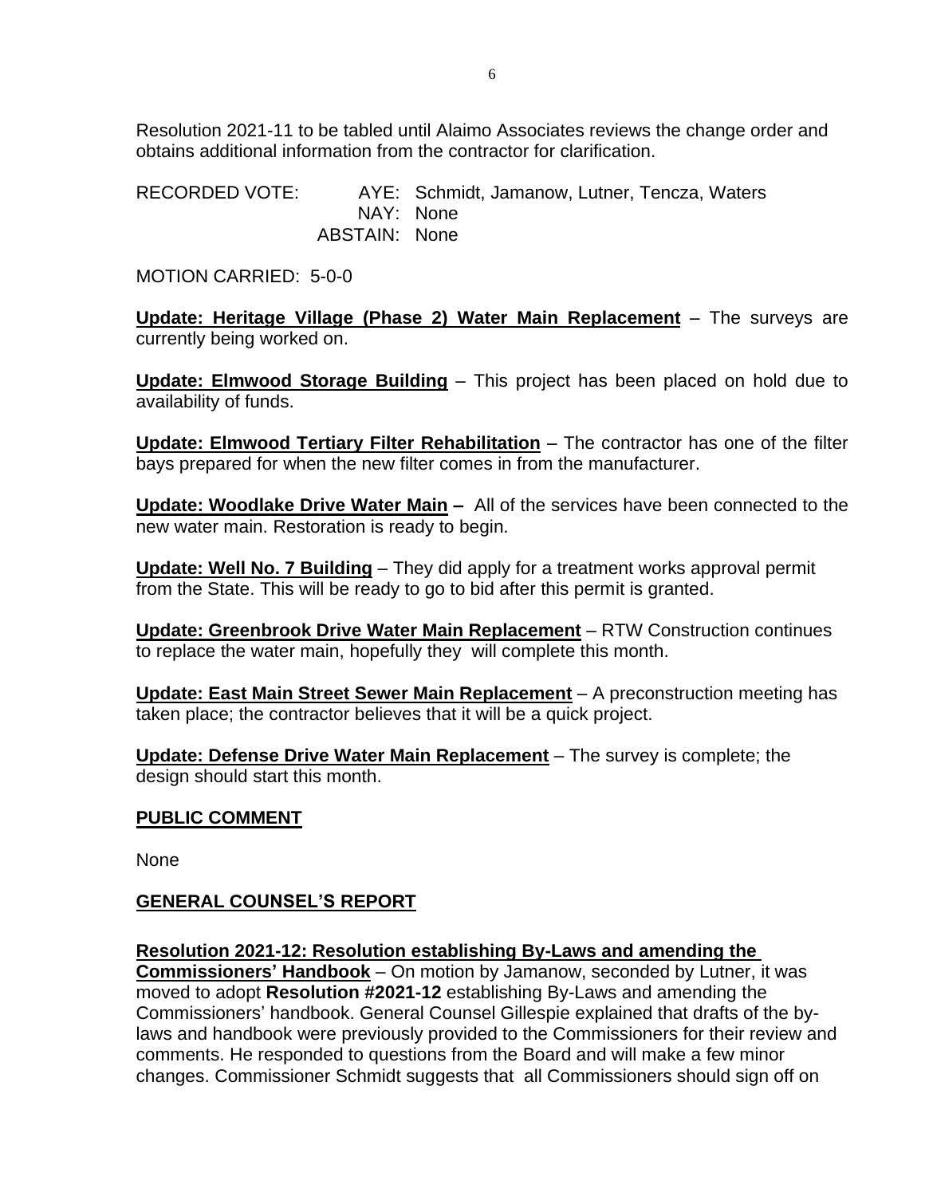Resolution 2021-11 to be tabled until Alaimo Associates reviews the change order and obtains additional information from the contractor for clarification.

RECORDED VOTE: AYE: Schmidt, Jamanow, Lutner, Tencza, Waters
NAY: None
ABSTAIN: None

MOTION CARRIED: 5-0-0

**Update: Heritage Village (Phase 2) Water Main Replacement** – The surveys are currently being worked on.

**Update: Elmwood Storage Building** – This project has been placed on hold due to availability of funds.

**Update: Elmwood Tertiary Filter Rehabilitation** – The contractor has one of the filter bays prepared for when the new filter comes in from the manufacturer.

**Update: Woodlake Drive Water Main –** All of the services have been connected to the new water main. Restoration is ready to begin.

**Update: Well No. 7 Building** – They did apply for a treatment works approval permit from the State. This will be ready to go to bid after this permit is granted.

**Update: Greenbrook Drive Water Main Replacement** – RTW Construction continues to replace the water main, hopefully they will complete this month.

**Update: East Main Street Sewer Main Replacement** – A preconstruction meeting has taken place; the contractor believes that it will be a quick project.

**Update: Defense Drive Water Main Replacement** – The survey is complete; the design should start this month.

## PUBLIC COMMENT

None

## GENERAL COUNSEL'S REPORT

**Resolution 2021-12: Resolution establishing By-Laws and amending the Commissioners' Handbook** – On motion by Jamanow, seconded by Lutner, it was moved to adopt **Resolution #2021-12** establishing By-Laws and amending the Commissioners' handbook. General Counsel Gillespie explained that drafts of the by-laws and handbook were previously provided to the Commissioners for their review and comments. He responded to questions from the Board and will make a few minor changes. Commissioner Schmidt suggests that all Commissioners should sign off on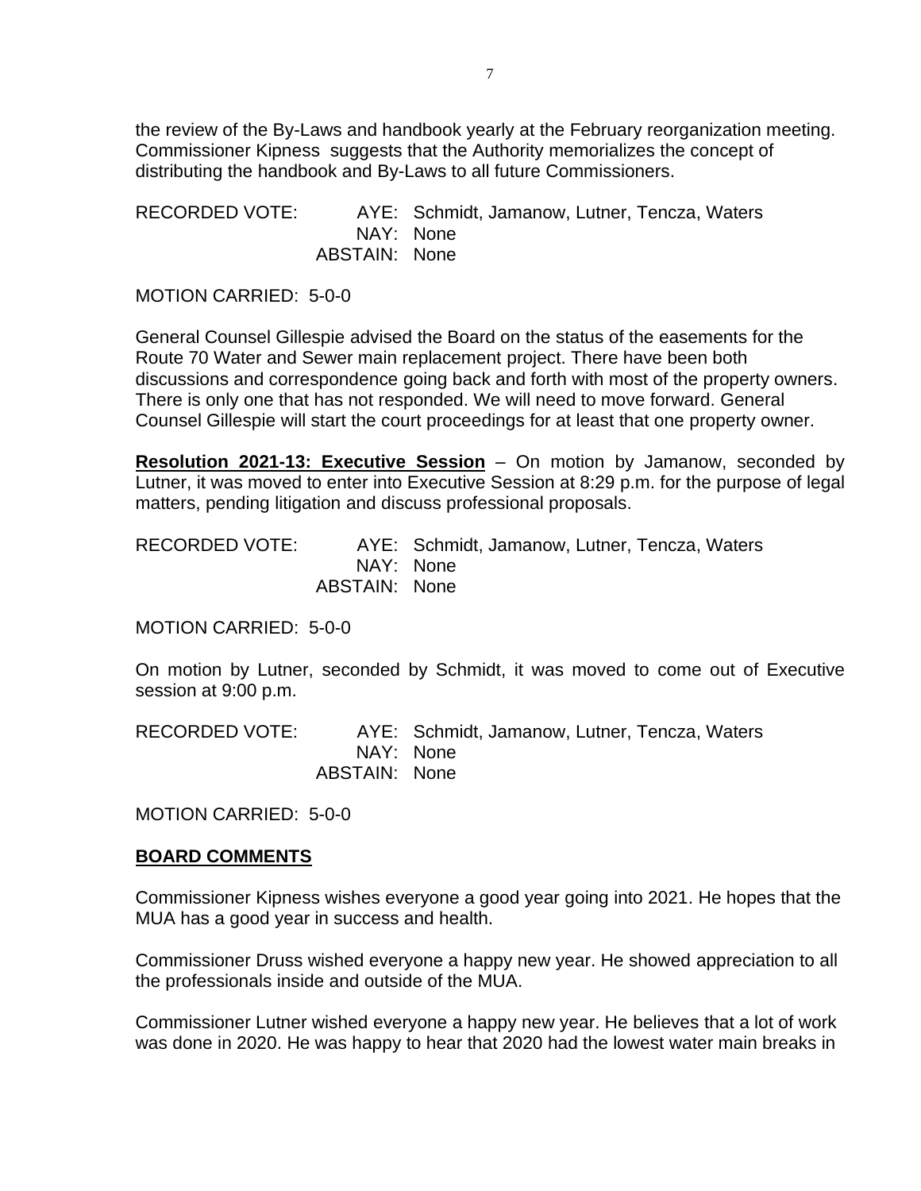the review of the By-Laws and handbook yearly at the February reorganization meeting. Commissioner Kipness suggests that the Authority memorializes the concept of distributing the handbook and By-Laws to all future Commissioners.

RECORDED VOTE: AYE: Schmidt, Jamanow, Lutner, Tencza, Waters
NAY: None
ABSTAIN: None

MOTION CARRIED: 5-0-0

General Counsel Gillespie advised the Board on the status of the easements for the Route 70 Water and Sewer main replacement project. There have been both discussions and correspondence going back and forth with most of the property owners. There is only one that has not responded. We will need to move forward. General Counsel Gillespie will start the court proceedings for at least that one property owner.

**Resolution 2021-13: Executive Session** – On motion by Jamanow, seconded by Lutner, it was moved to enter into Executive Session at 8:29 p.m. for the purpose of legal matters, pending litigation and discuss professional proposals.

RECORDED VOTE: AYE: Schmidt, Jamanow, Lutner, Tencza, Waters
NAY: None
ABSTAIN: None

MOTION CARRIED: 5-0-0

On motion by Lutner, seconded by Schmidt, it was moved to come out of Executive session at 9:00 p.m.

RECORDED VOTE: AYE: Schmidt, Jamanow, Lutner, Tencza, Waters
NAY: None
ABSTAIN: None

MOTION CARRIED: 5-0-0

**BOARD COMMENTS**

Commissioner Kipness wishes everyone a good year going into 2021. He hopes that the MUA has a good year in success and health.

Commissioner Druss wished everyone a happy new year. He showed appreciation to all the professionals inside and outside of the MUA.

Commissioner Lutner wished everyone a happy new year. He believes that a lot of work was done in 2020. He was happy to hear that 2020 had the lowest water main breaks in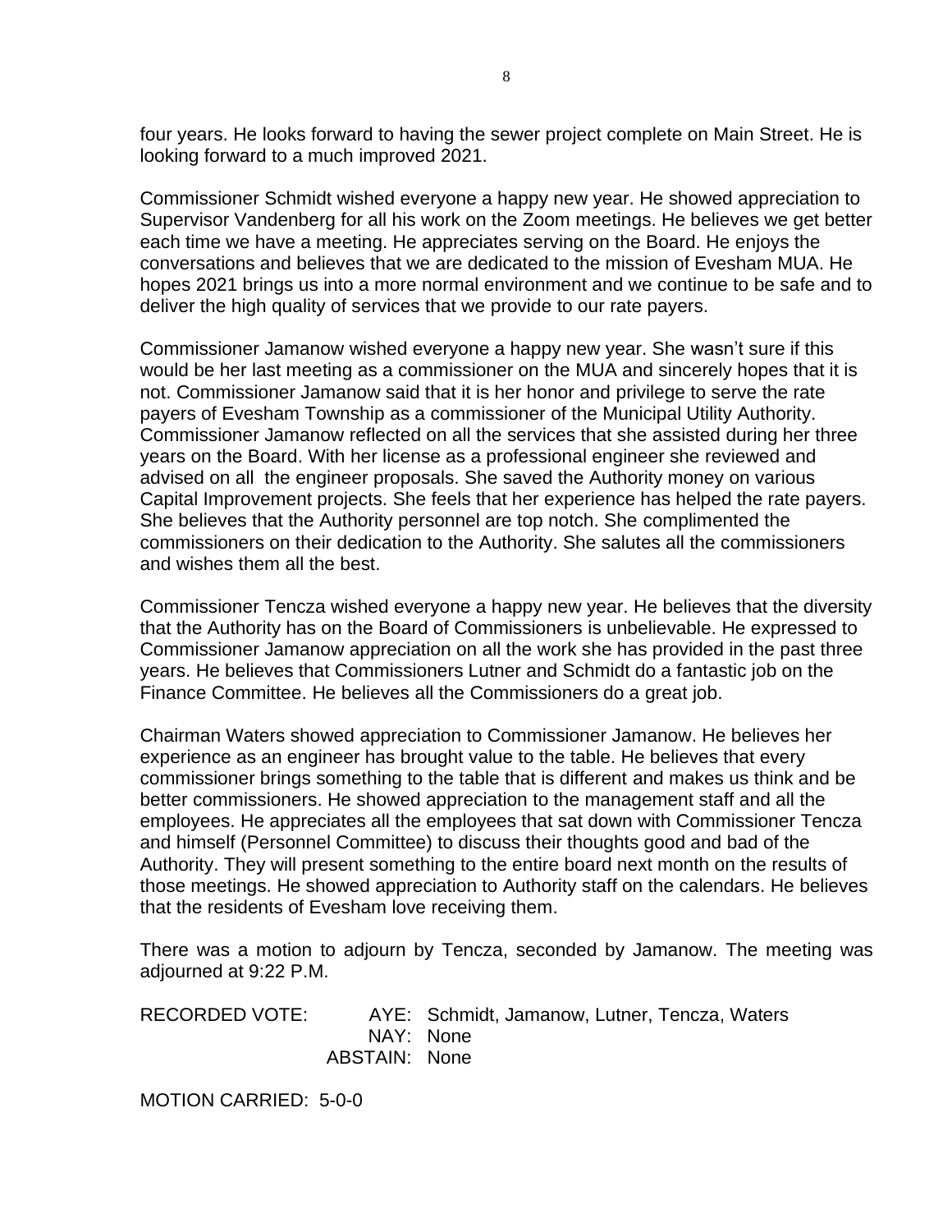four years. He looks forward to having the sewer project complete on Main Street. He is looking forward to a much improved 2021.

Commissioner Schmidt wished everyone a happy new year. He showed appreciation to Supervisor Vandenberg for all his work on the Zoom meetings. He believes we get better each time we have a meeting. He appreciates serving on the Board. He enjoys the conversations and believes that we are dedicated to the mission of Evesham MUA. He hopes 2021 brings us into a more normal environment and we continue to be safe and to deliver the high quality of services that we provide to our rate payers.

Commissioner Jamanow wished everyone a happy new year. She wasn't sure if this would be her last meeting as a commissioner on the MUA and sincerely hopes that it is not. Commissioner Jamanow said that it is her honor and privilege to serve the rate payers of Evesham Township as a commissioner of the Municipal Utility Authority. Commissioner Jamanow reflected on all the services that she assisted during her three years on the Board. With her license as a professional engineer she reviewed and advised on all the engineer proposals. She saved the Authority money on various Capital Improvement projects. She feels that her experience has helped the rate payers. She believes that the Authority personnel are top notch. She complimented the commissioners on their dedication to the Authority. She salutes all the commissioners and wishes them all the best.

Commissioner Tencza wished everyone a happy new year. He believes that the diversity that the Authority has on the Board of Commissioners is unbelievable. He expressed to Commissioner Jamanow appreciation on all the work she has provided in the past three years. He believes that Commissioners Lutner and Schmidt do a fantastic job on the Finance Committee. He believes all the Commissioners do a great job.

Chairman Waters showed appreciation to Commissioner Jamanow. He believes her experience as an engineer has brought value to the table. He believes that every commissioner brings something to the table that is different and makes us think and be better commissioners. He showed appreciation to the management staff and all the employees. He appreciates all the employees that sat down with Commissioner Tencza and himself (Personnel Committee) to discuss their thoughts good and bad of the Authority. They will present something to the entire board next month on the results of those meetings. He showed appreciation to Authority staff on the calendars. He believes that the residents of Evesham love receiving them.

There was a motion to adjourn by Tencza, seconded by Jamanow. The meeting was adjourned at 9:22 P.M.

RECORDED VOTE: AYE: Schmidt, Jamanow, Lutner, Tencza, Waters
NAY: None
ABSTAIN: None

MOTION CARRIED: 5-0-0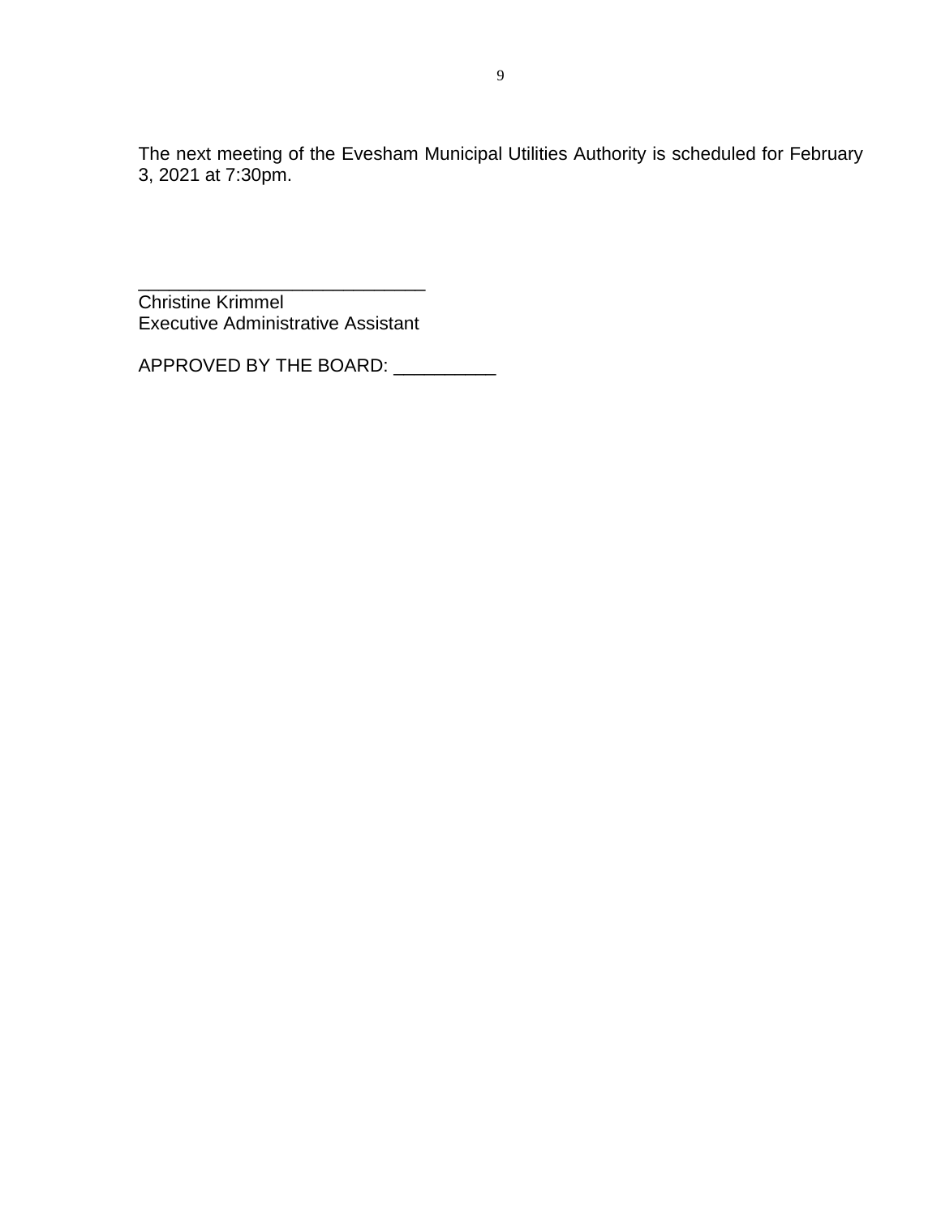The next meeting of the Evesham Municipal Utilities Authority is scheduled for February 3, 2021 at 7:30pm.

\_\_\_\_\_\_\_\_\_\_\_\_\_\_\_\_\_\_\_\_\_\_\_\_\_\_\_\_\_\_
Christine Krimmel
Executive Administrative Assistant

APPROVED BY THE BOARD: \_\_\_\_\_\_\_\_\_\_